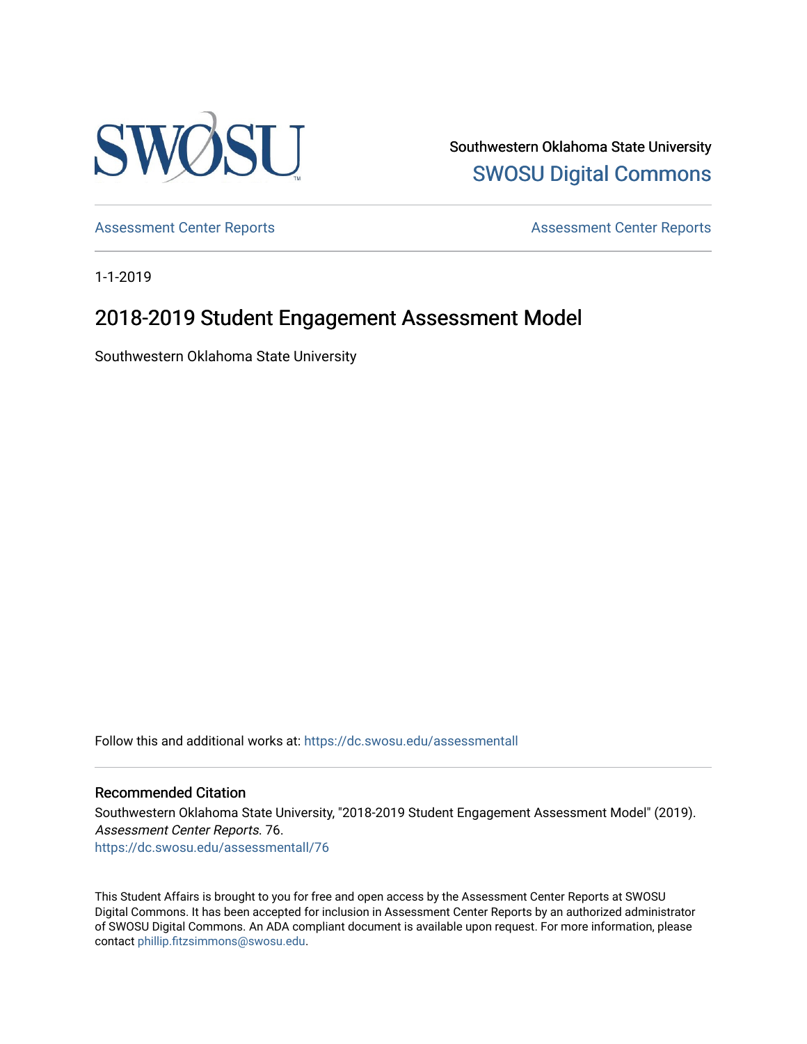Southwestern Oklahoma State University
SWOSU Digital Commons

Assessment Center Reports

Assessment Center Reports

1-1-2019

# 2018-2019 Student Engagement Assessment Model

Southwestern Oklahoma State University

Follow this and additional works at: https://dc.swosu.edu/assessmentall

## Recommended Citation

Southwestern Oklahoma State University, "2018-2019 Student Engagement Assessment Model" (2019). *Assessment Center Reports*. 76.
https://dc.swosu.edu/assessmentall/76

This Student Affairs is brought to you for free and open access by the Assessment Center Reports at SWOSU Digital Commons. It has been accepted for inclusion in Assessment Center Reports by an authorized administrator of SWOSU Digital Commons. An ADA compliant document is available upon request. For more information, please contact phillip.fitzsimmons@swosu.edu.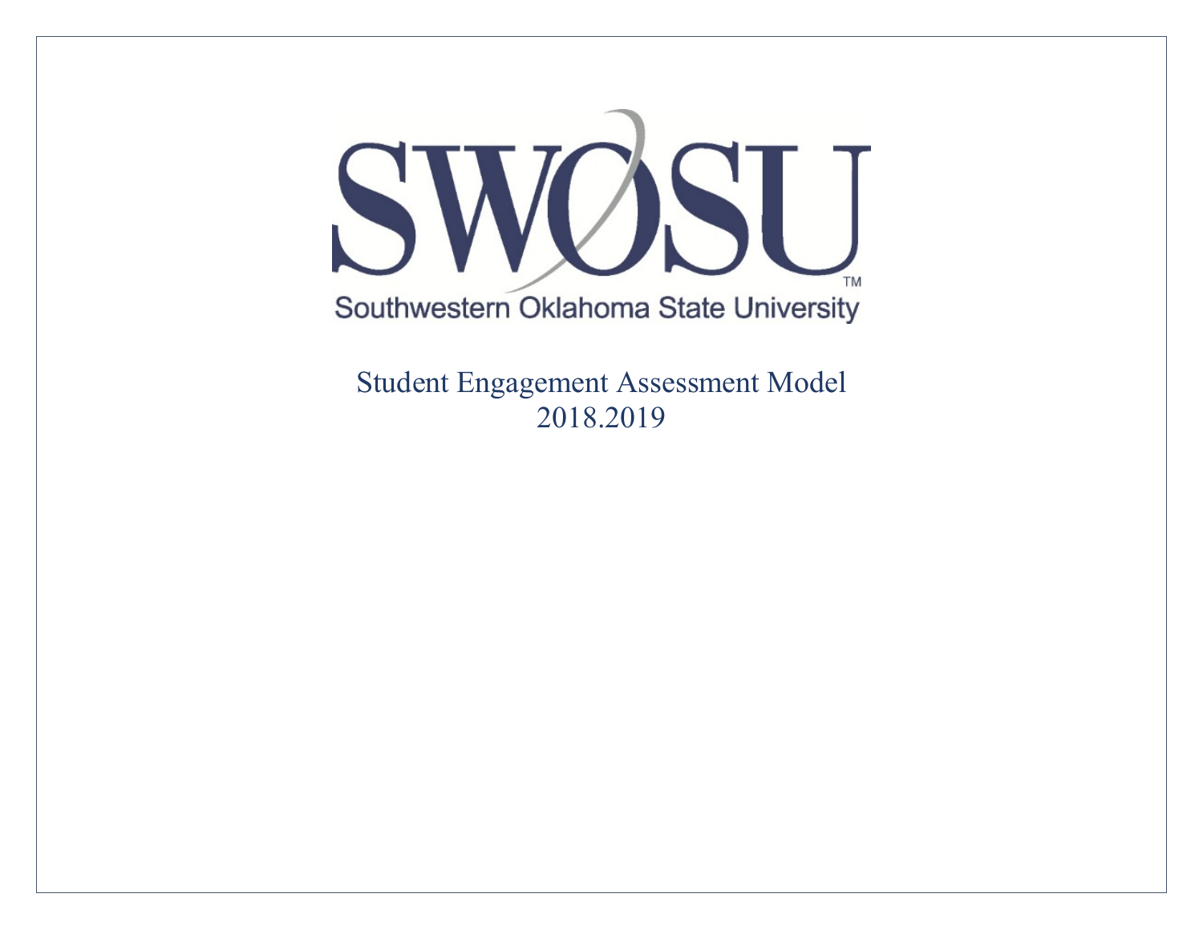# SWOSU

Southwestern Oklahoma State University

Student Engagement Assessment Model
2018.2019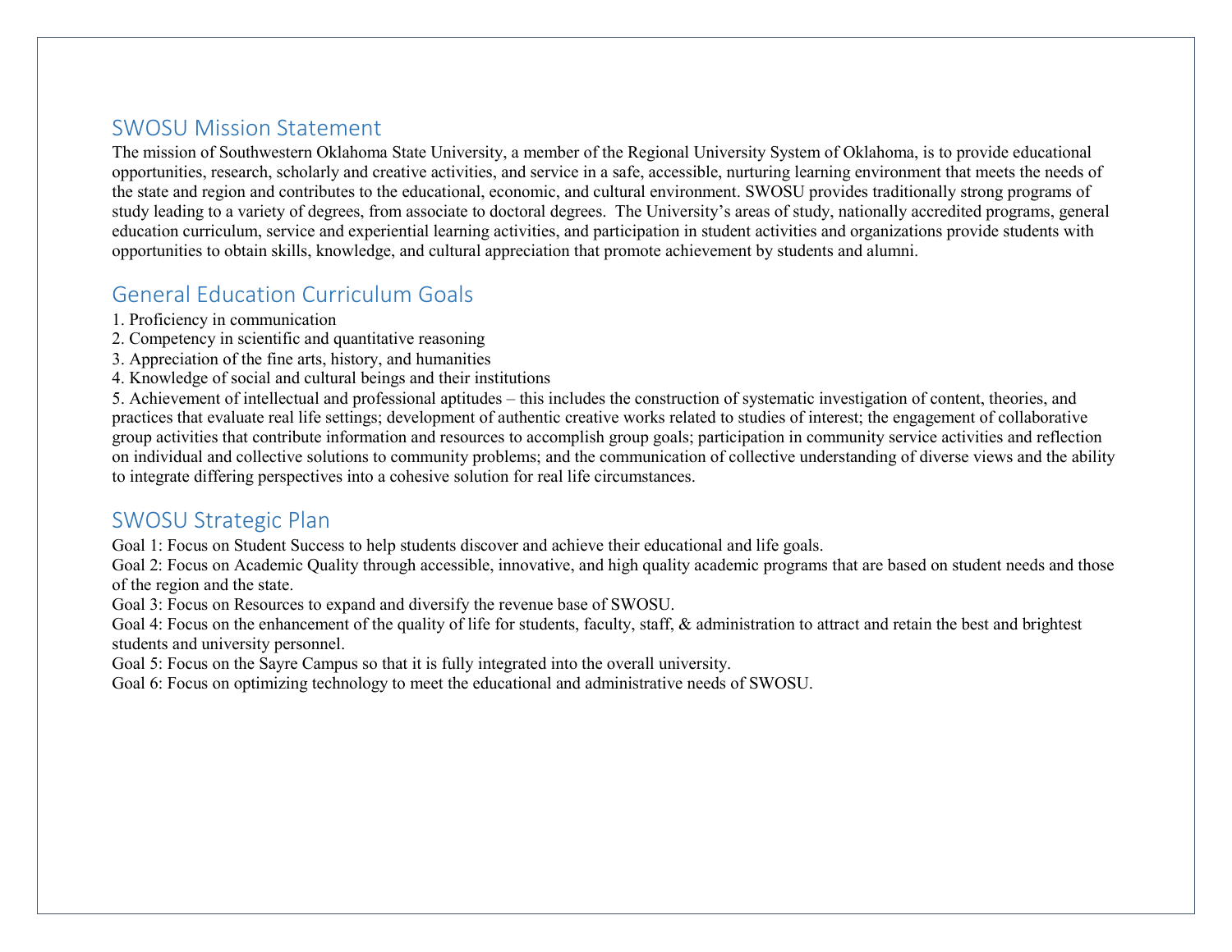## SWOSU Mission Statement

The mission of Southwestern Oklahoma State University, a member of the Regional University System of Oklahoma, is to provide educational opportunities, research, scholarly and creative activities, and service in a safe, accessible, nurturing learning environment that meets the needs of the state and region and contributes to the educational, economic, and cultural environment. SWOSU provides traditionally strong programs of study leading to a variety of degrees, from associate to doctoral degrees. The University's areas of study, nationally accredited programs, general education curriculum, service and experiential learning activities, and participation in student activities and organizations provide students with opportunities to obtain skills, knowledge, and cultural appreciation that promote achievement by students and alumni.

## General Education Curriculum Goals

1. Proficiency in communication
2. Competency in scientific and quantitative reasoning
3. Appreciation of the fine arts, history, and humanities
4. Knowledge of social and cultural beings and their institutions
5. Achievement of intellectual and professional aptitudes – this includes the construction of systematic investigation of content, theories, and practices that evaluate real life settings; development of authentic creative works related to studies of interest; the engagement of collaborative group activities that contribute information and resources to accomplish group goals; participation in community service activities and reflection on individual and collective solutions to community problems; and the communication of collective understanding of diverse views and the ability to integrate differing perspectives into a cohesive solution for real life circumstances.

## SWOSU Strategic Plan

Goal 1: Focus on Student Success to help students discover and achieve their educational and life goals.
Goal 2: Focus on Academic Quality through accessible, innovative, and high quality academic programs that are based on student needs and those of the region and the state.
Goal 3: Focus on Resources to expand and diversify the revenue base of SWOSU.
Goal 4: Focus on the enhancement of the quality of life for students, faculty, staff, & administration to attract and retain the best and brightest students and university personnel.
Goal 5: Focus on the Sayre Campus so that it is fully integrated into the overall university.
Goal 6: Focus on optimizing technology to meet the educational and administrative needs of SWOSU.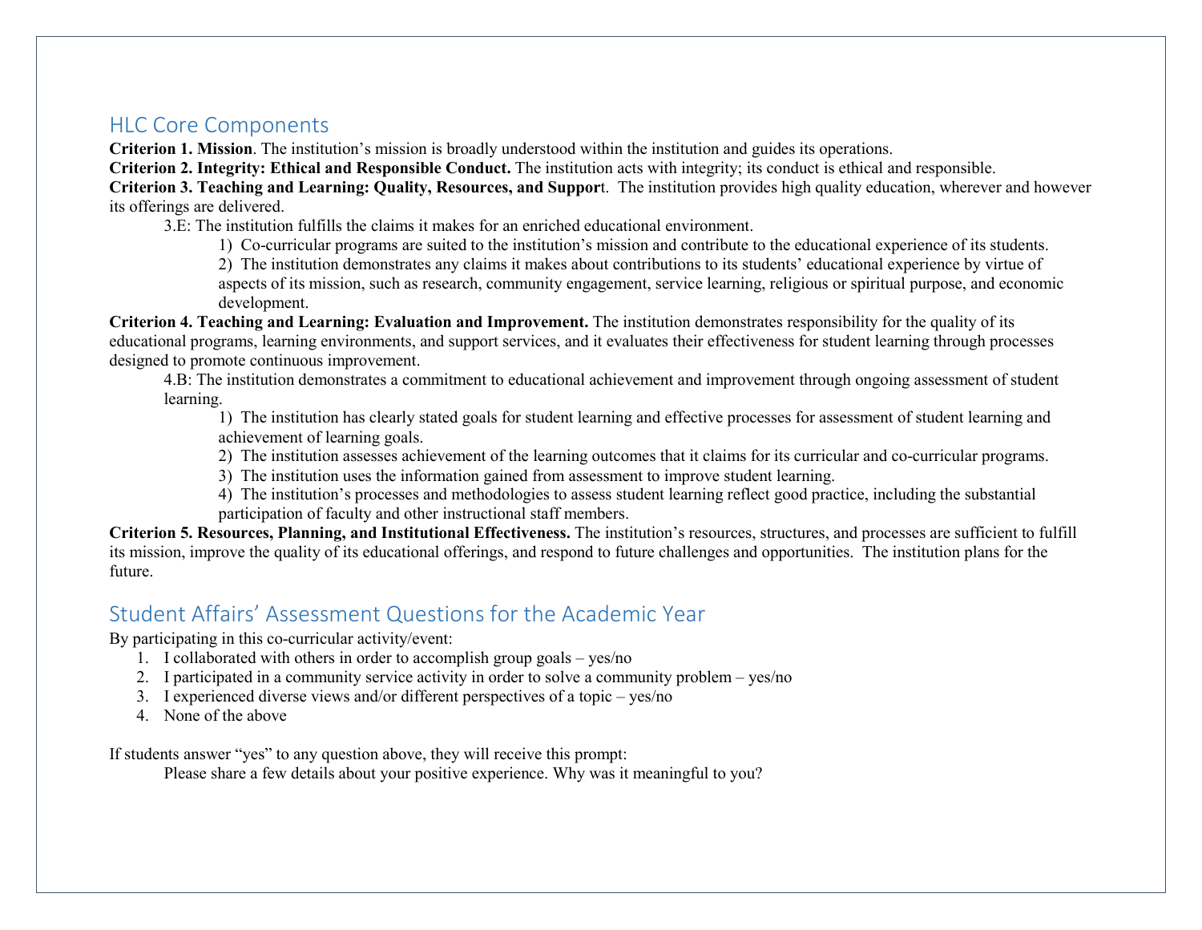## HLC Core Components

**Criterion 1. Mission**. The institution's mission is broadly understood within the institution and guides its operations.

**Criterion 2. Integrity: Ethical and Responsible Conduct.** The institution acts with integrity; its conduct is ethical and responsible.

**Criterion 3. Teaching and Learning: Quality, Resources, and Support**. The institution provides high quality education, wherever and however its offerings are delivered.

3.E: The institution fulfills the claims it makes for an enriched educational environment.

1) Co-curricular programs are suited to the institution's mission and contribute to the educational experience of its students.
2) The institution demonstrates any claims it makes about contributions to its students' educational experience by virtue of aspects of its mission, such as research, community engagement, service learning, religious or spiritual purpose, and economic development.

**Criterion 4. Teaching and Learning: Evaluation and Improvement.** The institution demonstrates responsibility for the quality of its educational programs, learning environments, and support services, and it evaluates their effectiveness for student learning through processes designed to promote continuous improvement.

4.B: The institution demonstrates a commitment to educational achievement and improvement through ongoing assessment of student learning.

1) The institution has clearly stated goals for student learning and effective processes for assessment of student learning and achievement of learning goals.
2) The institution assesses achievement of the learning outcomes that it claims for its curricular and co-curricular programs.
3) The institution uses the information gained from assessment to improve student learning.
4) The institution's processes and methodologies to assess student learning reflect good practice, including the substantial participation of faculty and other instructional staff members.

**Criterion 5. Resources, Planning, and Institutional Effectiveness.** The institution's resources, structures, and processes are sufficient to fulfill its mission, improve the quality of its educational offerings, and respond to future challenges and opportunities. The institution plans for the future.

## Student Affairs' Assessment Questions for the Academic Year

By participating in this co-curricular activity/event:

1. I collaborated with others in order to accomplish group goals – yes/no
2. I participated in a community service activity in order to solve a community problem – yes/no
3. I experienced diverse views and/or different perspectives of a topic – yes/no
4. None of the above

If students answer "yes" to any question above, they will receive this prompt:

Please share a few details about your positive experience. Why was it meaningful to you?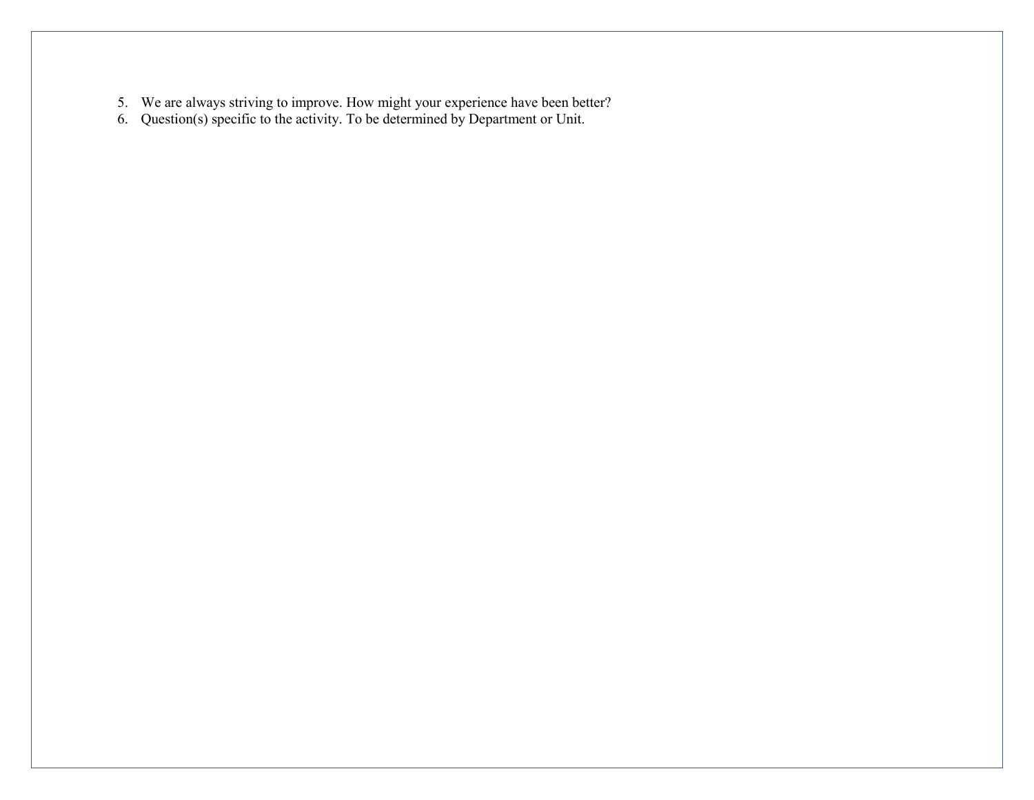5. We are always striving to improve. How might your experience have been better?
6. Question(s) specific to the activity. To be determined by Department or Unit.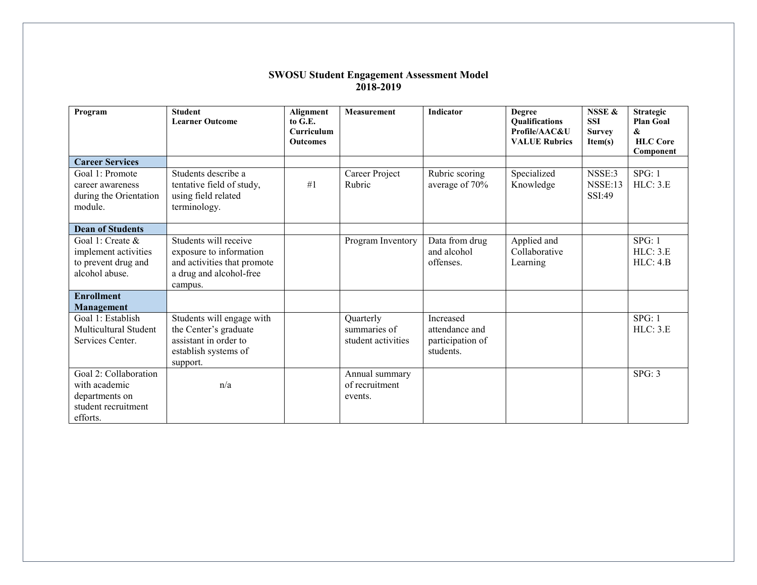## SWOSU Student Engagement Assessment Model
## 2018-2019

| Program | Student Learner Outcome | Alignment to G.E. Curriculum Outcomes | Measurement | Indicator | Degree Qualifications Profile/AAC&U VALUE Rubrics | NSSE & SSI Survey Item(s) | Strategic Plan Goal & HLC Core Component |
|---|---|---|---|---|---|---|---|
| **Career Services** | | | | | | | |
| Goal 1: Promote career awareness during the Orientation module. | Students describe a tentative field of study, using field related terminology. | #1 | Career Project Rubric | Rubric scoring average of 70% | Specialized Knowledge | NSSE:3 NSSE:13 SSI:49 | SPG: 1 HLC: 3.E |
| **Dean of Students** | | | | | | | |
| Goal 1: Create & implement activities to prevent drug and alcohol abuse. | Students will receive exposure to information and activities that promote a drug and alcohol-free campus. | | Program Inventory | Data from drug and alcohol offenses. | Applied and Collaborative Learning | | SPG: 1 HLC: 3.E HLC: 4.B |
| **Enrollment Management** | | | | | | | |
| Goal 1: Establish Multicultural Student Services Center. | Students will engage with the Center's graduate assistant in order to establish systems of support. | | Quarterly summaries of student activities | Increased attendance and participation of students. | | | SPG: 1 HLC: 3.E |
| Goal 2: Collaboration with academic departments on student recruitment efforts. | n/a | | Annual summary of recruitment events. | | | | SPG: 3 |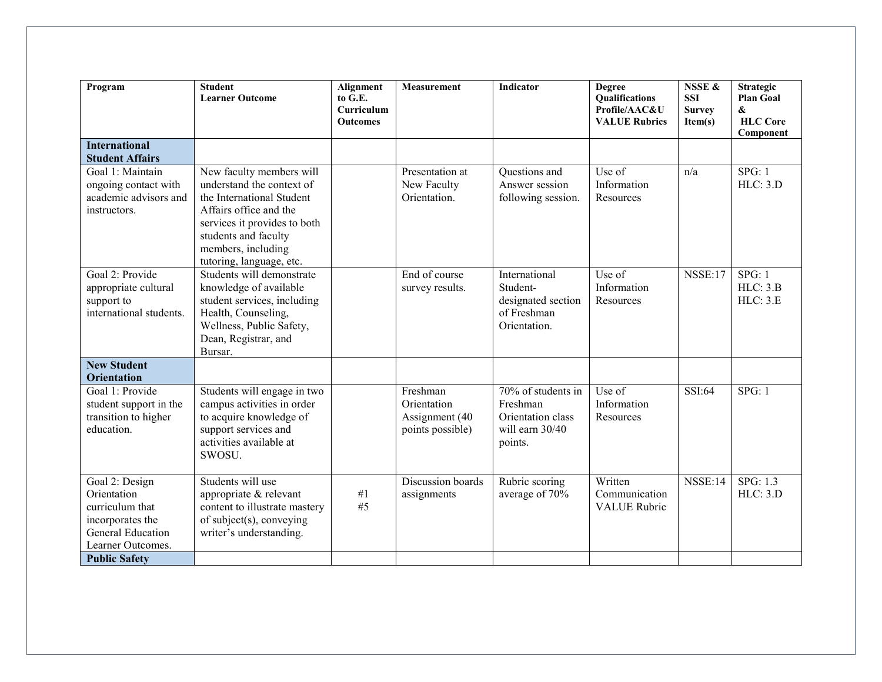| Program | Student Learner Outcome | Alignment to G.E. Curriculum Outcomes | Measurement | Indicator | Degree Qualifications Profile/AAC&U VALUE Rubrics | NSSE & SSI Survey Item(s) | Strategic Plan Goal & HLC Core Component |
|---|---|---|---|---|---|---|---|
| **International Student Affairs** | | | | | | | |
| Goal 1: Maintain ongoing contact with academic advisors and instructors. | New faculty members will understand the context of the International Student Affairs office and the services it provides to both students and faculty members, including tutoring, language, etc. | | Presentation at New Faculty Orientation. | Questions and Answer session following session. | Use of Information Resources | n/a | SPG: 1<br>HLC: 3.D |
| Goal 2: Provide appropriate cultural support to international students. | Students will demonstrate knowledge of available student services, including Health, Counseling, Wellness, Public Safety, Dean, Registrar, and Bursar. | | End of course survey results. | International Student-designated section of Freshman Orientation. | Use of Information Resources | NSSE:17 | SPG: 1<br>HLC: 3.B<br>HLC: 3.E |
| **New Student Orientation** | | | | | | | |
| Goal 1: Provide student support in the transition to higher education. | Students will engage in two campus activities in order to acquire knowledge of support services and activities available at SWOSU. | | Freshman Orientation Assignment (40 points possible) | 70% of students in Freshman Orientation class will earn 30/40 points. | Use of Information Resources | SSI:64 | SPG: 1 |
| Goal 2: Design Orientation curriculum that incorporates the General Education Learner Outcomes. | Students will use appropriate & relevant content to illustrate mastery of subject(s), conveying writer's understanding. | #1<br>#5 | Discussion boards assignments | Rubric scoring average of 70% | Written Communication VALUE Rubric | NSSE:14 | SPG: 1.3<br>HLC: 3.D |
| **Public Safety** | | | | | | | |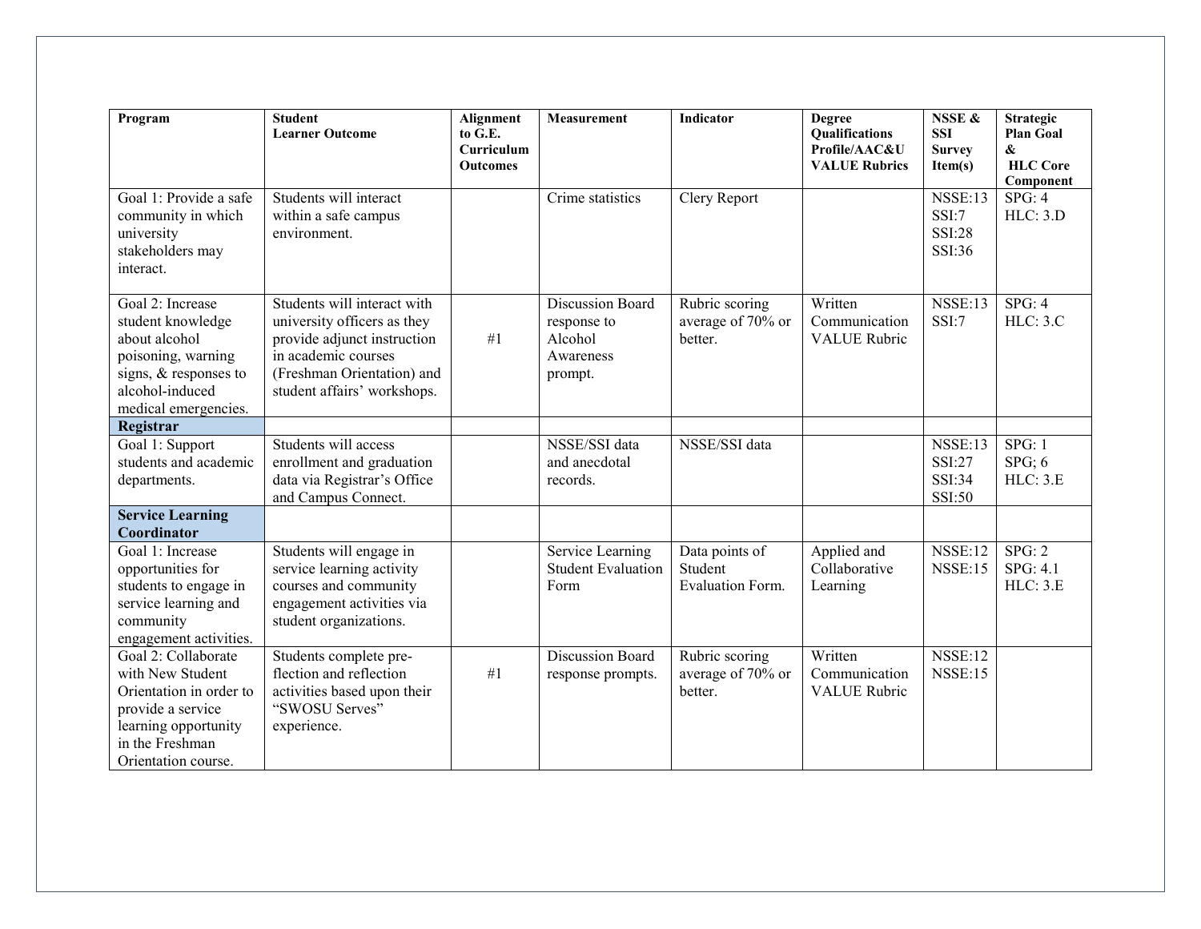| Program | Student Learner Outcome | Alignment to G.E. Curriculum Outcomes | Measurement | Indicator | Degree Qualifications Profile/AAC&U VALUE Rubrics | NSSE & SSI Survey Item(s) | Strategic Plan Goal & HLC Core Component |
|---|---|---|---|---|---|---|---|
| Goal 1: Provide a safe community in which university stakeholders may interact. | Students will interact within a safe campus environment. | | Crime statistics | Clery Report | | NSSE:13 SSI:7 SSI:28 SSI:36 | SPG: 4 HLC: 3.D |
| Goal 2: Increase student knowledge about alcohol poisoning, warning signs, & responses to alcohol-induced medical emergencies. | Students will interact with university officers as they provide adjunct instruction in academic courses (Freshman Orientation) and student affairs' workshops. | #1 | Discussion Board response to Alcohol Awareness prompt. | Rubric scoring average of 70% or better. | Written Communication VALUE Rubric | NSSE:13 SSI:7 | SPG: 4 HLC: 3.C |
| **Registrar** | | | | | | | |
| Goal 1: Support students and academic departments. | Students will access enrollment and graduation data via Registrar's Office and Campus Connect. | | NSSE/SSI data and anecdotal records. | NSSE/SSI data | | NSSE:13 SSI:27 SSI:34 SSI:50 | SPG: 1 SPG; 6 HLC: 3.E |
| **Service Learning Coordinator** | | | | | | | |
| Goal 1: Increase opportunities for students to engage in service learning and community engagement activities. | Students will engage in service learning activity courses and community engagement activities via student organizations. | | Service Learning Student Evaluation Form | Data points of Student Evaluation Form. | Applied and Collaborative Learning | NSSE:12 NSSE:15 | SPG: 2 SPG: 4.1 HLC: 3.E |
| Goal 2: Collaborate with New Student Orientation in order to provide a service learning opportunity in the Freshman Orientation course. | Students complete pre-flection and reflection activities based upon their "SWOSU Serves" experience. | #1 | Discussion Board response prompts. | Rubric scoring average of 70% or better. | Written Communication VALUE Rubric | NSSE:12 NSSE:15 | |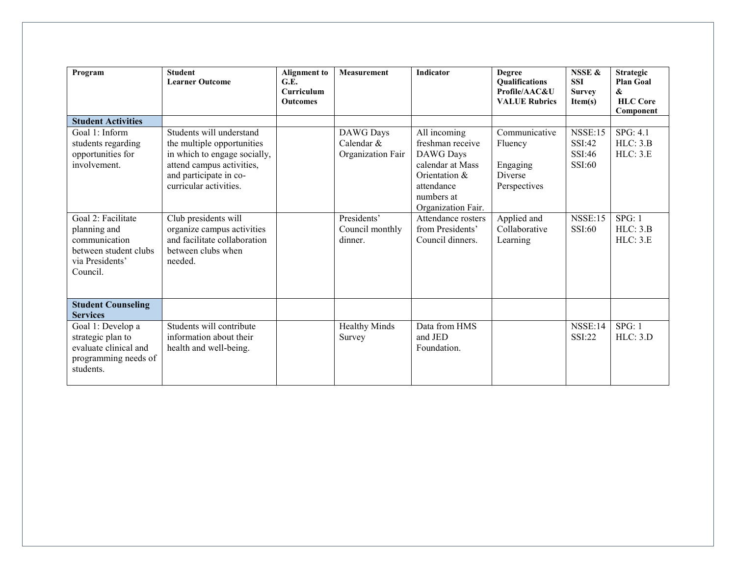| Program | Student Learner Outcome | Alignment to G.E. Curriculum Outcomes | Measurement | Indicator | Degree Qualifications Profile/AAC&U VALUE Rubrics | NSSE & SSI Survey Item(s) | Strategic Plan Goal & HLC Core Component |
|---|---|---|---|---|---|---|---|
| **Student Activities** | | | | | | | |
| Goal 1: Inform students regarding opportunities for involvement. | Students will understand the multiple opportunities in which to engage socially, attend campus activities, and participate in co-curricular activities. | | DAWG Days Calendar & Organization Fair | All incoming freshman receive DAWG Days calendar at Mass Orientation & attendance numbers at Organization Fair. | Communicative Fluency<br><br>Engaging Diverse Perspectives | NSSE:15<br>SSI:42<br>SSI:46<br>SSI:60 | SPG: 4.1<br>HLC: 3.B<br>HLC: 3.E |
| Goal 2: Facilitate planning and communication between student clubs via Presidents' Council. | Club presidents will organize campus activities and facilitate collaboration between clubs when needed. | | Presidents' Council monthly dinner. | Attendance rosters from Presidents' Council dinners. | Applied and Collaborative Learning | NSSE:15<br>SSI:60 | SPG: 1<br>HLC: 3.B<br>HLC: 3.E |
| **Student Counseling Services** | | | | | | | |
| Goal 1: Develop a strategic plan to evaluate clinical and programming needs of students. | Students will contribute information about their health and well-being. | | Healthy Minds Survey | Data from HMS and JED Foundation. | | NSSE:14<br>SSI:22 | SPG: 1<br>HLC: 3.D |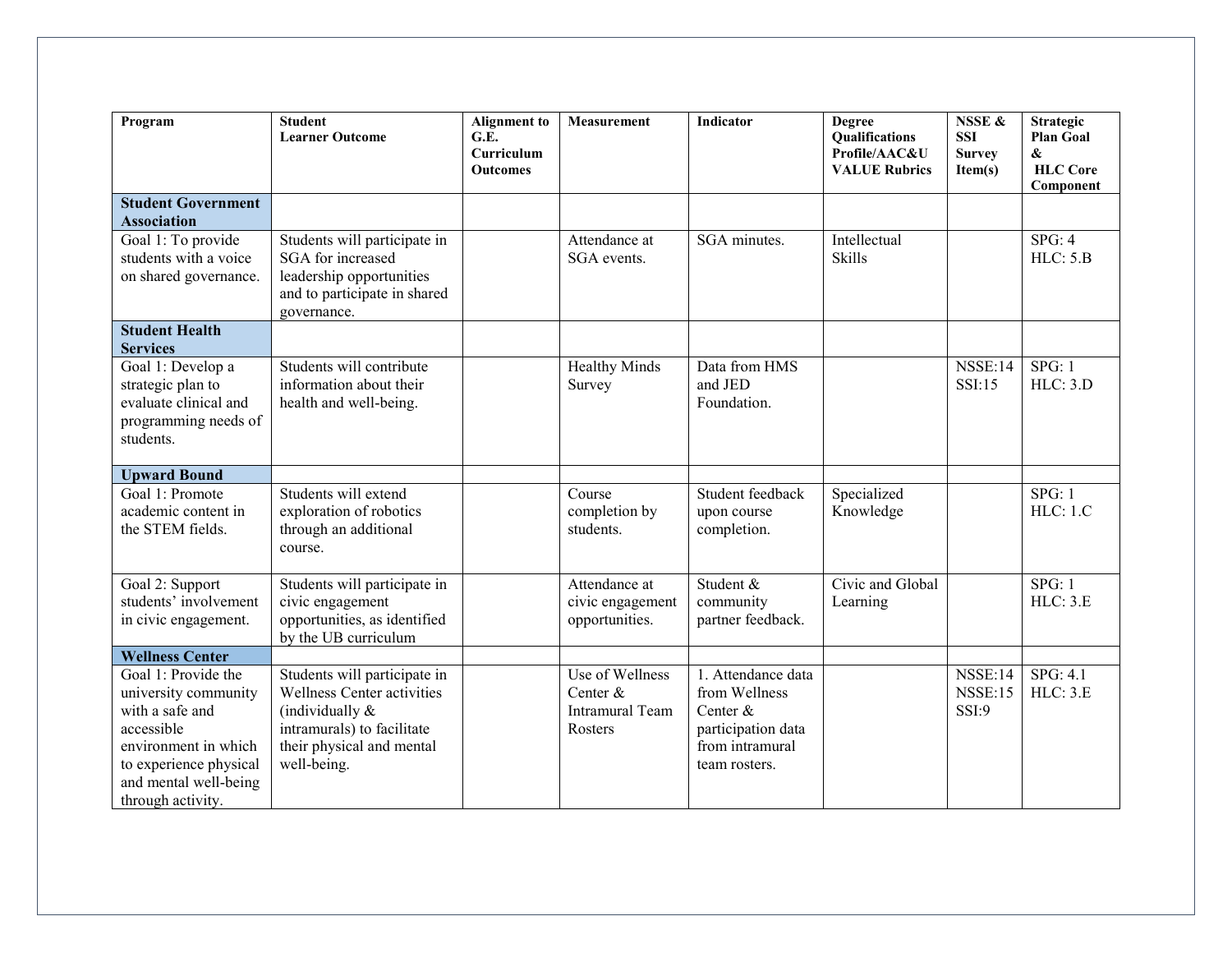| Program | Student Learner Outcome | Alignment to G.E. Curriculum Outcomes | Measurement | Indicator | Degree Qualifications Profile/AAC&U VALUE Rubrics | NSSE & SSI Survey Item(s) | Strategic Plan Goal & HLC Core Component |
|---|---|---|---|---|---|---|---|
| **Student Government Association** | | | | | | | |
| Goal 1: To provide students with a voice on shared governance. | Students will participate in SGA for increased leadership opportunities and to participate in shared governance. | | Attendance at SGA events. | SGA minutes. | Intellectual Skills | | SPG: 4<br>HLC: 5.B |
| **Student Health Services** | | | | | | | |
| Goal 1: Develop a strategic plan to evaluate clinical and programming needs of students. | Students will contribute information about their health and well-being. | | Healthy Minds Survey | Data from HMS and JED Foundation. | | NSSE:14<br>SSI:15 | SPG: 1<br>HLC: 3.D |
| **Upward Bound** | | | | | | | |
| Goal 1: Promote academic content in the STEM fields. | Students will extend exploration of robotics through an additional course. | | Course completion by students. | Student feedback upon course completion. | Specialized Knowledge | | SPG: 1<br>HLC: 1.C |
| Goal 2: Support students' involvement in civic engagement. | Students will participate in civic engagement opportunities, as identified by the UB curriculum | | Attendance at civic engagement opportunities. | Student & community partner feedback. | Civic and Global Learning | | SPG: 1<br>HLC: 3.E |
| **Wellness Center** | | | | | | | |
| Goal 1: Provide the university community with a safe and accessible environment in which to experience physical and mental well-being through activity. | Students will participate in Wellness Center activities (individually & intramurals) to facilitate their physical and mental well-being. | | Use of Wellness Center & Intramural Team Rosters | 1. Attendance data from Wellness Center & participation data from intramural team rosters. | | NSSE:14<br>NSSE:15<br>SSI:9 | SPG: 4.1<br>HLC: 3.E |